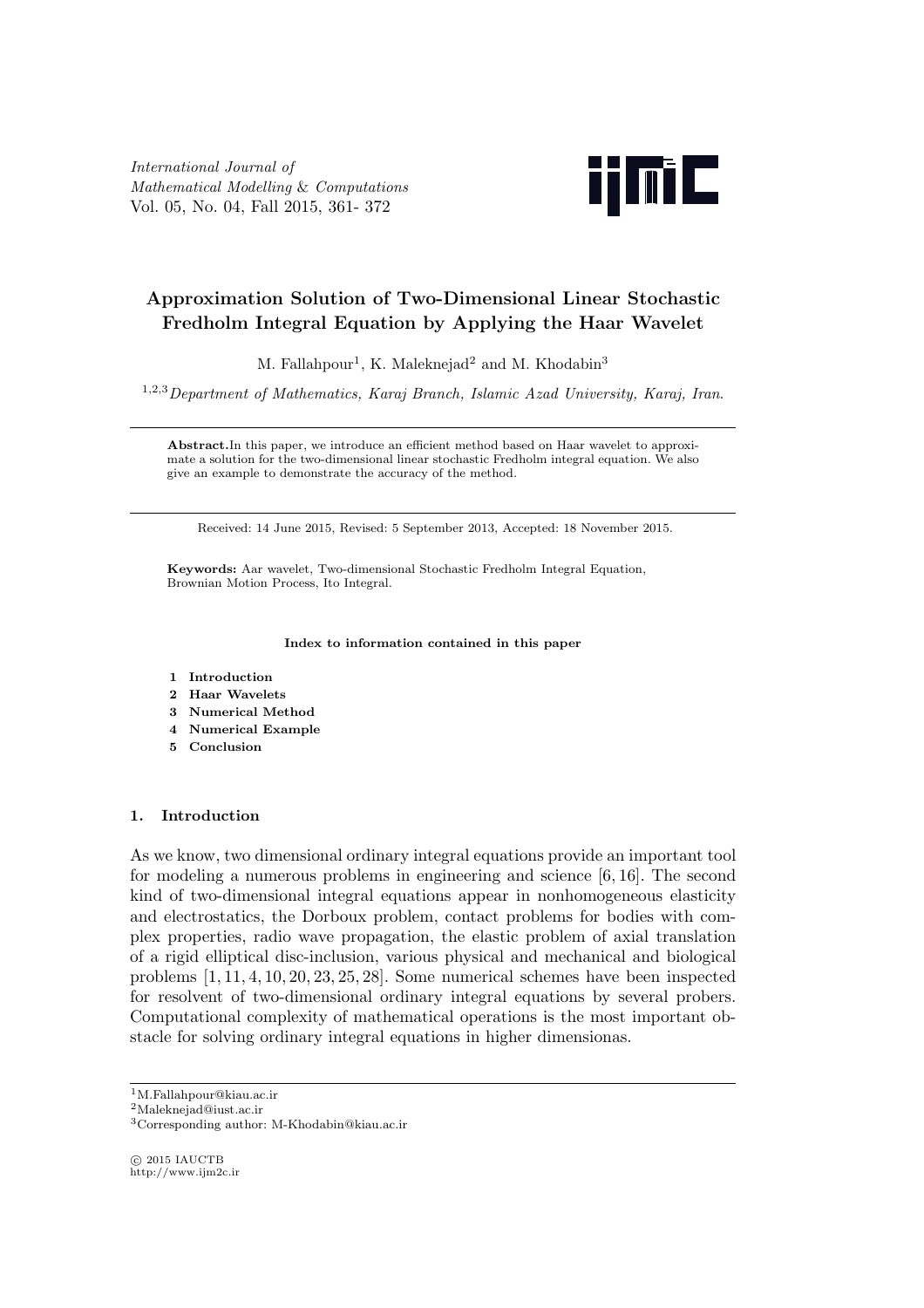*International Journal of Mathematical Modelling & Computations*
Vol. 05, No. 04, Fall 2015, 361- 372

# Approximation Solution of Two-Dimensional Linear Stochastic Fredholm Integral Equation by Applying the Haar Wavelet

M. Fallahpour[1], K. Maleknejad[2] and M. Khodabin[3]

[1,2,3] *Department of Mathematics, Karaj Branch, Islamic Azad University, Karaj, Iran.*

---

**Abstract.** In this paper, we introduce an efficient method based on Haar wavelet to approximate a solution for the two-dimensional linear stochastic Fredholm integral equation. We also give an example to demonstrate the accuracy of the method.

---

Received: 14 June 2015, Revised: 5 September 2013, Accepted: 18 November 2015.

**Keywords:** Aar wavelet, Two-dimensional Stochastic Fredholm Integral Equation, Brownian Motion Process, Ito Integral.

**Index to information contained in this paper**

1. **Introduction**
2. **Haar Wavelets**
3. **Numerical Method**
4. **Numerical Example**
5. **Conclusion**

## 1. Introduction

As we know, two dimensional ordinary integral equations provide an important tool for modeling a numerous problems in engineering and science [6, 16]. The second kind of two-dimensional integral equations appear in nonhomogeneous elasticity and electrostatics, the Dorboux problem, contact problems for bodies with complex properties, radio wave propagation, the elastic problem of axial translation of a rigid elliptical disc-inclusion, various physical and mechanical and biological problems [1, 11, 4, 10, 20, 23, 25, 28]. Some numerical schemes have been inspected for resolvent of two-dimensional ordinary integral equations by several probers. Computational complexity of mathematical operations is the most important obstacle for solving ordinary integral equations in higher dimensionas.

---

[1] M.Fallahpour@kiau.ac.ir
[2] Maleknejad@iust.ac.ir
[3] Corresponding author: M-Khodabin@kiau.ac.ir

© 2015 IAUCTB
http://www.ijm2c.ir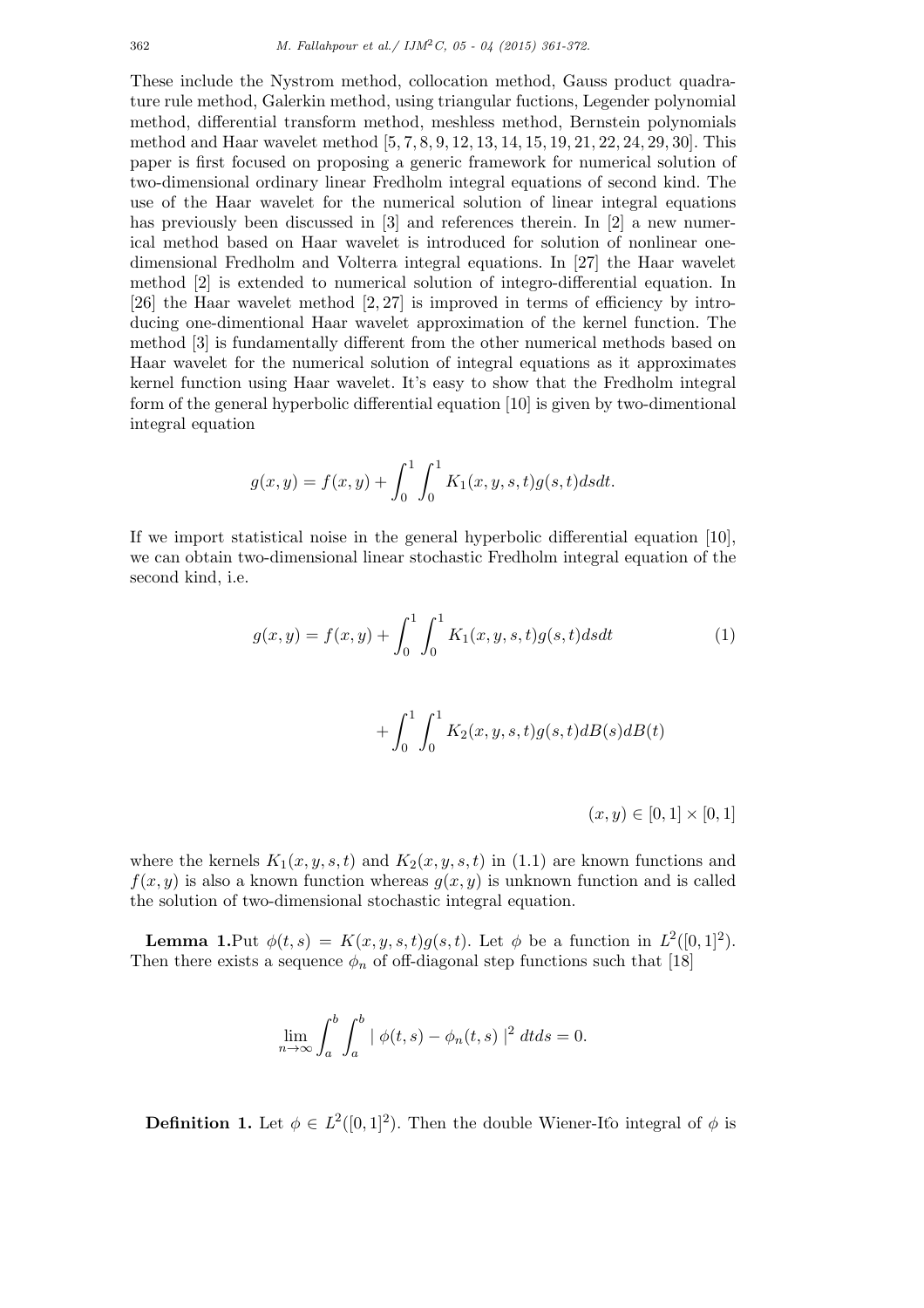These include the Nystrom method, collocation method, Gauss product quadrature rule method, Galerkin method, using triangular fuctions, Legender polynomial method, differential transform method, meshless method, Bernstein polynomials method and Haar wavelet method [5, 7, 8, 9, 12, 13, 14, 15, 19, 21, 22, 24, 29, 30]. This paper is first focused on proposing a generic framework for numerical solution of two-dimensional ordinary linear Fredholm integral equations of second kind. The use of the Haar wavelet for the numerical solution of linear integral equations has previously been discussed in [3] and references therein. In [2] a new numerical method based on Haar wavelet is introduced for solution of nonlinear one-dimensional Fredholm and Volterra integral equations. In [27] the Haar wavelet method [2] is extended to numerical solution of integro-differential equation. In [26] the Haar wavelet method [2, 27] is improved in terms of efficiency by introducing one-dimentional Haar wavelet approximation of the kernel function. The method [3] is fundamentally different from the other numerical methods based on Haar wavelet for the numerical solution of integral equations as it approximates kernel function using Haar wavelet. It's easy to show that the Fredholm integral form of the general hyperbolic differential equation [10] is given by two-dimentional integral equation

$$g(x, y) = f(x, y) + \int_0^1 \int_0^1 K_1(x, y, s, t) g(s, t) ds dt.$$

If we import statistical noise in the general hyperbolic differential equation [10], we can obtain two-dimensional linear stochastic Fredholm integral equation of the second kind, i.e.

$$g(x, y) = f(x, y) + \int_0^1 \int_0^1 K_1(x, y, s, t) g(s, t) ds dt \qquad (1)$$

$$+ \int_0^1 \int_0^1 K_2(x, y, s, t) g(s, t) dB(s) dB(t)$$

$$(x, y) \in [0, 1] \times [0, 1]$$

where the kernels $K_1(x, y, s, t)$ and $K_2(x, y, s, t)$ in (1.1) are known functions and $f(x, y)$ is also a known function whereas $g(x, y)$ is unknown function and is called the solution of two-dimensional stochastic integral equation.

**Lemma 1.** Put $\phi(t, s) = K(x, y, s, t)g(s, t)$. Let $\phi$ be a function in $L^2([0, 1]^2)$. Then there exists a sequence $\phi_n$ of off-diagonal step functions such that [18]

$$\lim_{n \to \infty} \int_a^b \int_a^b \mid \phi(t, s) - \phi_n(t, s) \mid^2 dt ds = 0.$$

**Definition 1.** Let $\phi \in L^2([0, 1]^2)$. Then the double Wiener-Itô integral of $\phi$ is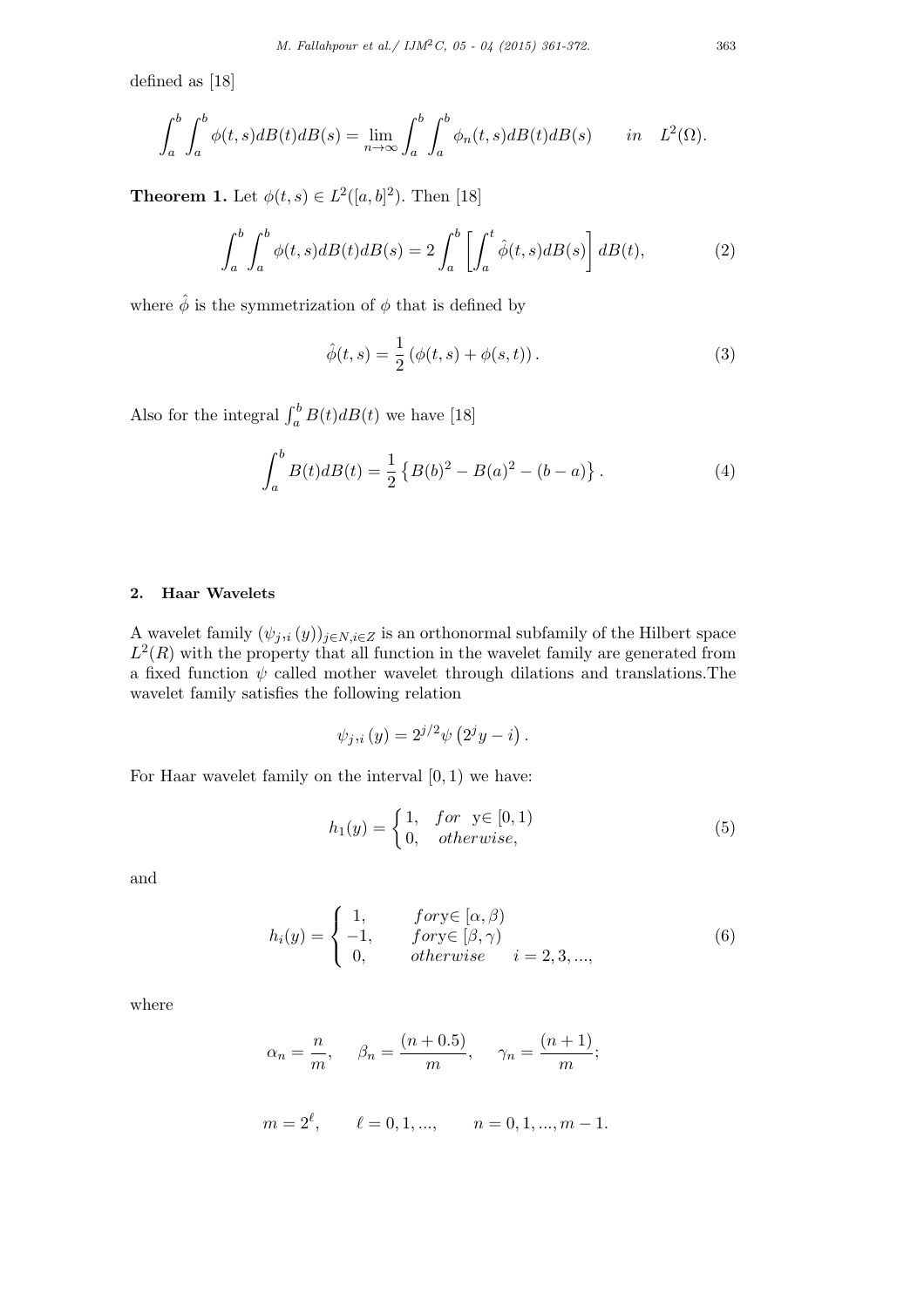defined as [18]

$$\int_a^b \int_a^b \phi(t,s)dB(t)dB(s) = \lim_{n\to\infty} \int_a^b \int_a^b \phi_n(t,s)dB(t)dB(s) \qquad in \quad L^2(\Omega).$$

**Theorem 1.** Let $\phi(t,s) \in L^2([a,b]^2)$. Then [18]

$$\int_a^b \int_a^b \phi(t,s)dB(t)dB(s) = 2\int_a^b \left[\int_a^t \hat{\phi}(t,s)dB(s)\right] dB(t), \tag{2}$$

where $\hat{\phi}$ is the symmetrization of $\phi$ that is defined by

$$\hat{\phi}(t,s) = \frac{1}{2}\left(\phi(t,s) + \phi(s,t)\right). \tag{3}$$

Also for the integral $\int_a^b B(t)dB(t)$ we have [18]

$$\int_a^b B(t)dB(t) = \frac{1}{2}\left\{B(b)^2 - B(a)^2 - (b-a)\right\}. \tag{4}$$

## 2. Haar Wavelets

A wavelet family $(\psi_{j,i}(y))_{j\in N, i\in Z}$ is an orthonormal subfamily of the Hilbert space $L^2(R)$ with the property that all function in the wavelet family are generated from a fixed function $\psi$ called mother wavelet through dilations and translations.The wavelet family satisfies the following relation

$$\psi_{j,i}(y) = 2^{j/2}\psi\left(2^j y - i\right).$$

For Haar wavelet family on the interval $[0,1)$ we have:

$$h_1(y) = \begin{cases} 1, & for \ \ \mathrm{y}\in [0,1) \\ 0, & otherwise, \end{cases} \tag{5}$$

and

$$h_i(y) = \begin{cases} 1, & for \mathrm{y}\in [\alpha,\beta) \\ -1, & for \mathrm{y}\in [\beta,\gamma) \\ 0, & otherwise \qquad i = 2,3,..., \end{cases} \tag{6}$$

where

$$\alpha_n = \frac{n}{m}, \qquad \beta_n = \frac{(n+0.5)}{m}, \qquad \gamma_n = \frac{(n+1)}{m};$$

$$m = 2^\ell, \qquad \ell = 0,1,..., \qquad n = 0,1,...,m-1.$$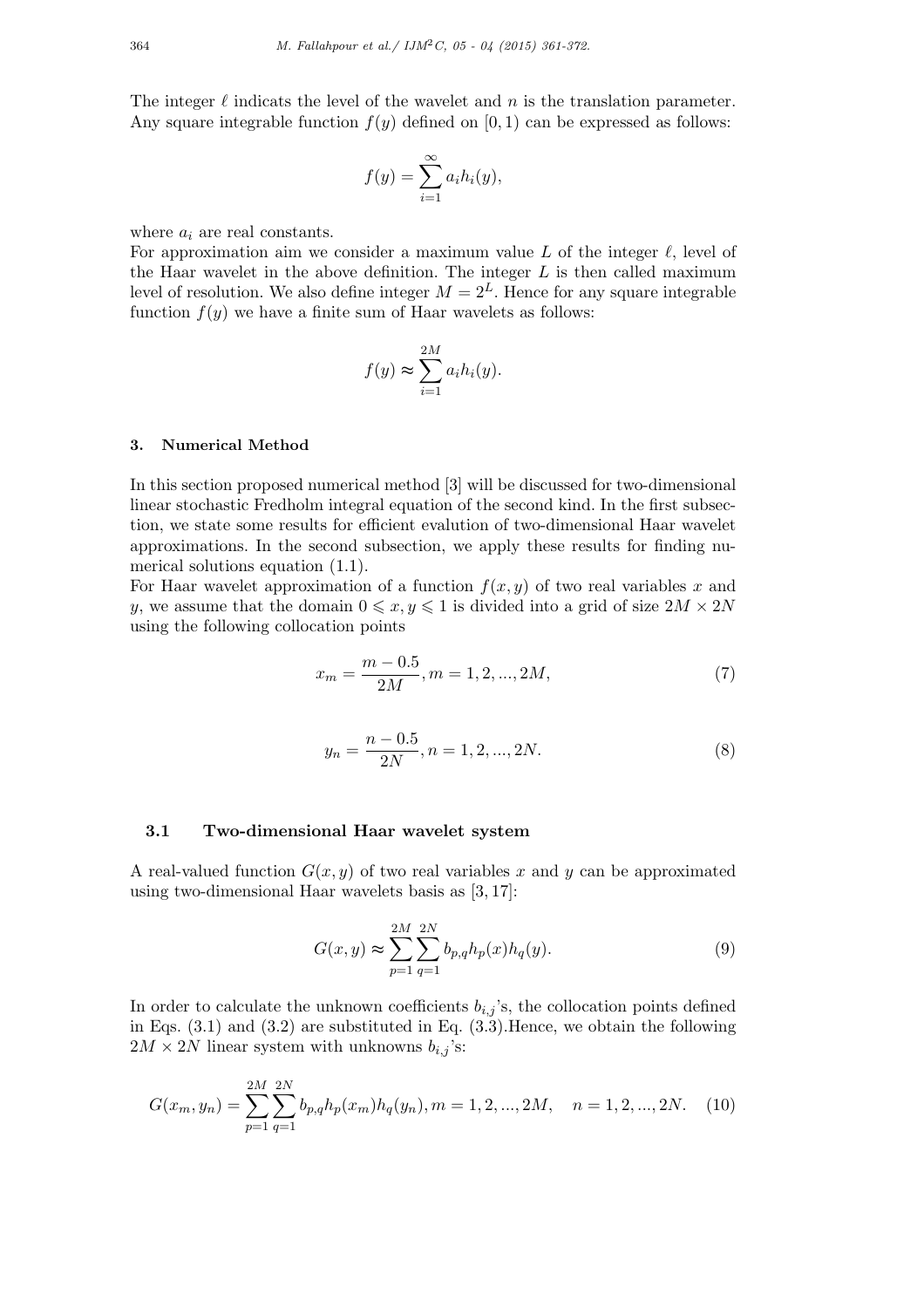The integer $\ell$ indicats the level of the wavelet and $n$ is the translation parameter. Any square integrable function $f(y)$ defined on $[0, 1)$ can be expressed as follows:

$$f(y) = \sum_{i=1}^{\infty} a_i h_i(y),$$

where $a_i$ are real constants.
For approximation aim we consider a maximum value $L$ of the integer $\ell$, level of the Haar wavelet in the above definition. The integer $L$ is then called maximum level of resolution. We also define integer $M = 2^L$. Hence for any square integrable function $f(y)$ we have a finite sum of Haar wavelets as follows:

$$f(y) \approx \sum_{i=1}^{2M} a_i h_i(y).$$

## 3. Numerical Method

In this section proposed numerical method [3] will be discussed for two-dimensional linear stochastic Fredholm integral equation of the second kind. In the first subsection, we state some results for efficient evalution of two-dimensional Haar wavelet approximations. In the second subsection, we apply these results for finding numerical solutions equation (1.1).
For Haar wavelet approximation of a function $f(x, y)$ of two real variables $x$ and $y$, we assume that the domain $0 \leqslant x, y \leqslant 1$ is divided into a grid of size $2M \times 2N$ using the following collocation points

$$x_m = \frac{m - 0.5}{2M}, m = 1, 2, ..., 2M, \tag{7}$$

$$y_n = \frac{n - 0.5}{2N}, n = 1, 2, ..., 2N. \tag{8}$$

### 3.1 Two-dimensional Haar wavelet system

A real-valued function $G(x, y)$ of two real variables $x$ and $y$ can be approximated using two-dimensional Haar wavelets basis as [3, 17]:

$$G(x, y) \approx \sum_{p=1}^{2M} \sum_{q=1}^{2N} b_{p,q} h_p(x) h_q(y). \tag{9}$$

In order to calculate the unknown coefficients $b_{i,j}$'s, the collocation points defined in Eqs. (3.1) and (3.2) are substituted in Eq. (3.3).Hence, we obtain the following $2M \times 2N$ linear system with unknowns $b_{i,j}$'s:

$$G(x_m, y_n) = \sum_{p=1}^{2M} \sum_{q=1}^{2N} b_{p,q} h_p(x_m) h_q(y_n), m = 1, 2, ..., 2M, \quad n = 1, 2, ..., 2N. \tag{10}$$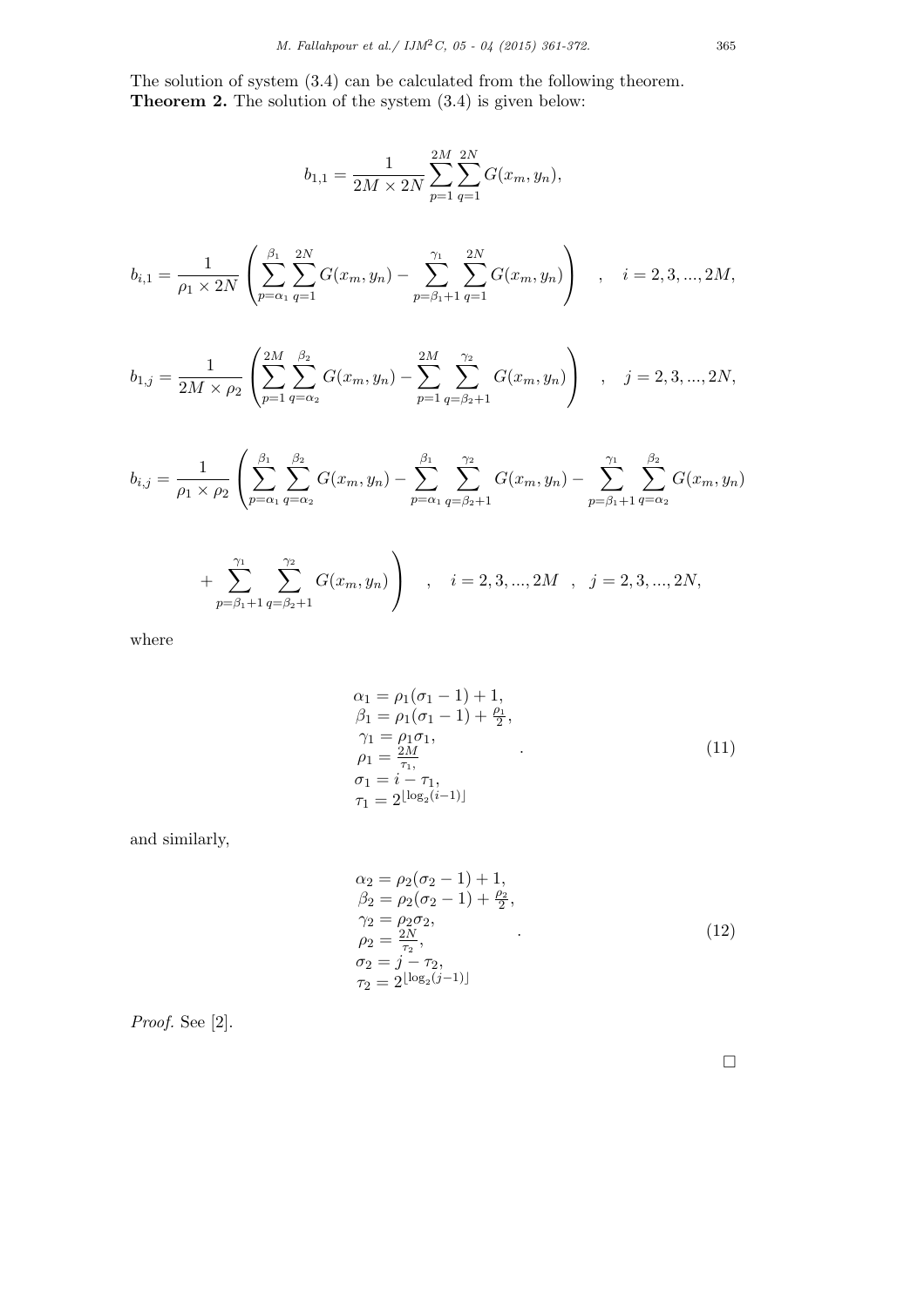The solution of system (3.4) can be calculated from the following theorem.
**Theorem 2.** The solution of the system (3.4) is given below:

$$b_{1,1} = \frac{1}{2M \times 2N} \sum_{p=1}^{2M} \sum_{q=1}^{2N} G(x_m, y_n),$$

$$b_{i,1} = \frac{1}{\rho_1 \times 2N} \left( \sum_{p=\alpha_1}^{\beta_1} \sum_{q=1}^{2N} G(x_m, y_n) - \sum_{p=\beta_1+1}^{\gamma_1} \sum_{q=1}^{2N} G(x_m, y_n) \right) \quad , \quad i = 2, 3, ..., 2M,$$

$$b_{1,j} = \frac{1}{2M \times \rho_2} \left( \sum_{p=1}^{2M} \sum_{q=\alpha_2}^{\beta_2} G(x_m, y_n) - \sum_{p=1}^{2M} \sum_{q=\beta_2+1}^{\gamma_2} G(x_m, y_n) \right) \quad , \quad j = 2, 3, ..., 2N,$$

$$b_{i,j} = \frac{1}{\rho_1 \times \rho_2} \left( \sum_{p=\alpha_1}^{\beta_1} \sum_{q=\alpha_2}^{\beta_2} G(x_m, y_n) - \sum_{p=\alpha_1}^{\beta_1} \sum_{q=\beta_2+1}^{\gamma_2} G(x_m, y_n) - \sum_{p=\beta_1+1}^{\gamma_1} \sum_{q=\alpha_2}^{\beta_2} G(x_m, y_n) \right.$$

$$\left. + \sum_{p=\beta_1+1}^{\gamma_1} \sum_{q=\beta_2+1}^{\gamma_2} G(x_m, y_n) \right) \quad , \quad i = 2, 3, ..., 2M \quad , \quad j = 2, 3, ..., 2N,$$

where

$$\begin{array}{l} \alpha_1 = \rho_1(\sigma_1 - 1) + 1, \\ \beta_1 = \rho_1(\sigma_1 - 1) + \frac{\rho_1}{2}, \\ \gamma_1 = \rho_1 \sigma_1, \\ \rho_1 = \frac{2M}{\tau_1}, \\ \sigma_1 = i - \tau_1, \\ \tau_1 = 2^{\lfloor \log_2(i-1) \rfloor} \end{array} . \tag{11}$$

and similarly,

$$\begin{array}{l} \alpha_2 = \rho_2(\sigma_2 - 1) + 1, \\ \beta_2 = \rho_2(\sigma_2 - 1) + \frac{\rho_2}{2}, \\ \gamma_2 = \rho_2 \sigma_2, \\ \rho_2 = \frac{2N}{\tau_2}, \\ \sigma_2 = j - \tau_2, \\ \tau_2 = 2^{\lfloor \log_2(j-1) \rfloor} \end{array} . \tag{12}$$

*Proof.* See [2].

□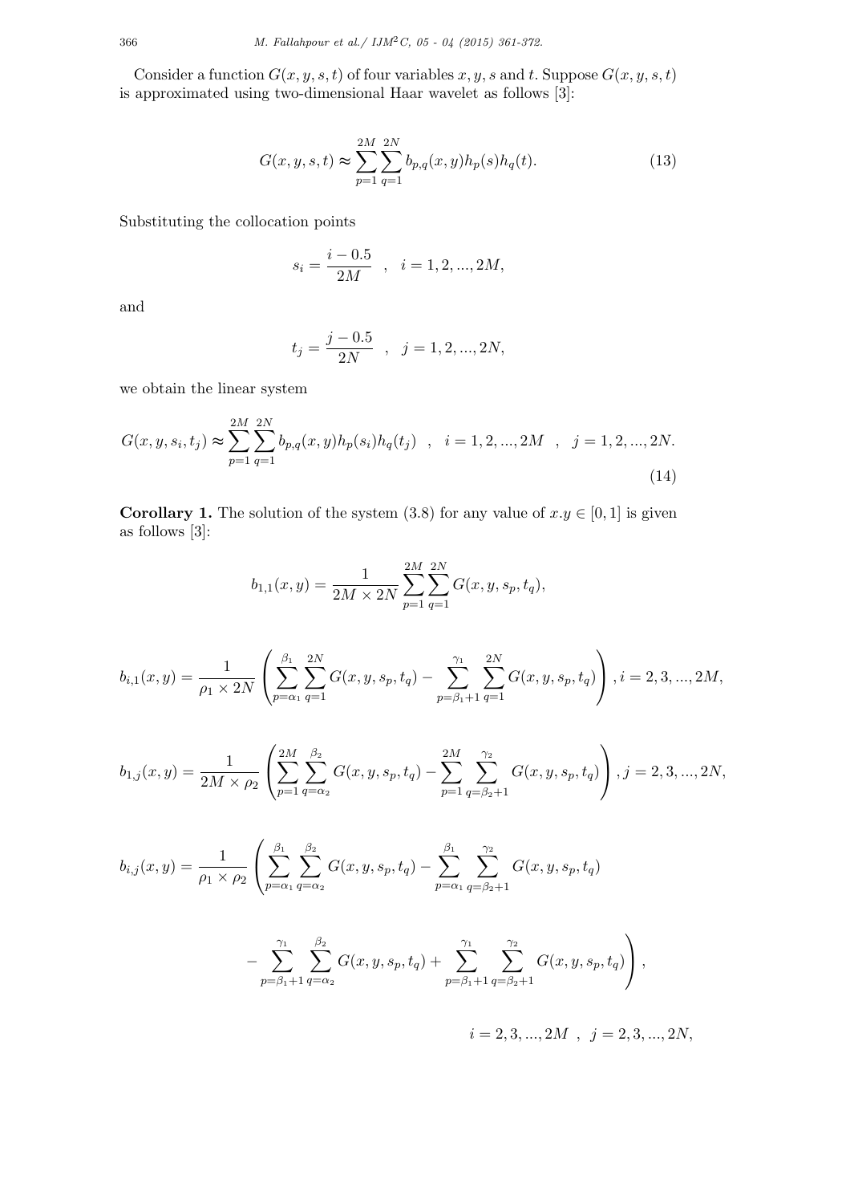Consider a function $G(x, y, s, t)$ of four variables $x, y, s$ and $t$. Suppose $G(x, y, s, t)$ is approximated using two-dimensional Haar wavelet as follows [3]:

$$G(x, y, s, t) \approx \sum_{p=1}^{2M} \sum_{q=1}^{2N} b_{p,q}(x, y) h_p(s) h_q(t). \tag{13}$$

Substituting the collocation points

$$s_i = \frac{i - 0.5}{2M} \quad , \quad i = 1, 2, ..., 2M,$$

and

$$t_j = \frac{j - 0.5}{2N} \quad , \quad j = 1, 2, ..., 2N,$$

we obtain the linear system

$$G(x, y, s_i, t_j) \approx \sum_{p=1}^{2M} \sum_{q=1}^{2N} b_{p,q}(x, y) h_p(s_i) h_q(t_j) \quad , \quad i = 1, 2, ..., 2M \quad , \quad j = 1, 2, ..., 2N. \tag{14}$$

**Corollary 1.** The solution of the system (3.8) for any value of $x.y \in [0, 1]$ is given as follows [3]:

$$b_{1,1}(x, y) = \frac{1}{2M \times 2N} \sum_{p=1}^{2M} \sum_{q=1}^{2N} G(x, y, s_p, t_q),$$

$$b_{i,1}(x, y) = \frac{1}{\rho_1 \times 2N} \left( \sum_{p=\alpha_1}^{\beta_1} \sum_{q=1}^{2N} G(x, y, s_p, t_q) - \sum_{p=\beta_1+1}^{\gamma_1} \sum_{q=1}^{2N} G(x, y, s_p, t_q) \right), i = 2, 3, ..., 2M,$$

$$b_{1,j}(x, y) = \frac{1}{2M \times \rho_2} \left( \sum_{p=1}^{2M} \sum_{q=\alpha_2}^{\beta_2} G(x, y, s_p, t_q) - \sum_{p=1}^{2M} \sum_{q=\beta_2+1}^{\gamma_2} G(x, y, s_p, t_q) \right), j = 2, 3, ..., 2N,$$

$$b_{i,j}(x, y) = \frac{1}{\rho_1 \times \rho_2} \left( \sum_{p=\alpha_1}^{\beta_1} \sum_{q=\alpha_2}^{\beta_2} G(x, y, s_p, t_q) - \sum_{p=\alpha_1}^{\beta_1} \sum_{q=\beta_2+1}^{\gamma_2} G(x, y, s_p, t_q) \right.$$

$$\left. - \sum_{p=\beta_1+1}^{\gamma_1} \sum_{q=\alpha_2}^{\beta_2} G(x, y, s_p, t_q) + \sum_{p=\beta_1+1}^{\gamma_1} \sum_{q=\beta_2+1}^{\gamma_2} G(x, y, s_p, t_q) \right),$$

$$i = 2, 3, ..., 2M \ , \ j = 2, 3, ..., 2N,$$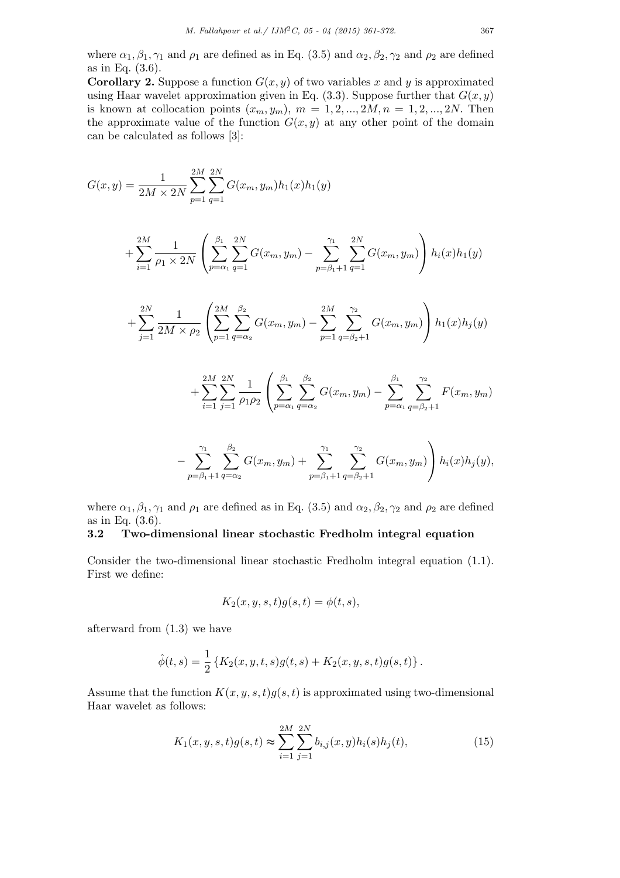where $\alpha_1, \beta_1, \gamma_1$ and $\rho_1$ are defined as in Eq. (3.5) and $\alpha_2, \beta_2, \gamma_2$ and $\rho_2$ are defined as in Eq. (3.6).

**Corollary 2.** Suppose a function $G(x, y)$ of two variables $x$ and $y$ is approximated using Haar wavelet approximation given in Eq. (3.3). Suppose further that $G(x, y)$ is known at collocation points $(x_m, y_m)$, $m = 1, 2, ..., 2M, n = 1, 2, ..., 2N$. Then the approximate value of the function $G(x, y)$ at any other point of the domain can be calculated as follows [3]:

$$G(x,y) = \frac{1}{2M \times 2N} \sum_{p=1}^{2M} \sum_{q=1}^{2N} G(x_m, y_m) h_1(x) h_1(y)$$

$$+ \sum_{i=1}^{2M} \frac{1}{\rho_1 \times 2N} \left( \sum_{p=\alpha_1}^{\beta_1} \sum_{q=1}^{2N} G(x_m, y_m) - \sum_{p=\beta_1+1}^{\gamma_1} \sum_{q=1}^{2N} G(x_m, y_m) \right) h_i(x) h_1(y)$$

$$+ \sum_{j=1}^{2N} \frac{1}{2M \times \rho_2} \left( \sum_{p=1}^{2M} \sum_{q=\alpha_2}^{\beta_2} G(x_m, y_m) - \sum_{p=1}^{2M} \sum_{q=\beta_2+1}^{\gamma_2} G(x_m, y_m) \right) h_1(x) h_j(y)$$

$$+ \sum_{i=1}^{2M} \sum_{j=1}^{2N} \frac{1}{\rho_1 \rho_2} \left( \sum_{p=\alpha_1}^{\beta_1} \sum_{q=\alpha_2}^{\beta_2} G(x_m, y_m) - \sum_{p=\alpha_1}^{\beta_1} \sum_{q=\beta_2+1}^{\gamma_2} F(x_m, y_m) \right.$$

$$\left. - \sum_{p=\beta_1+1}^{\gamma_1} \sum_{q=\alpha_2}^{\beta_2} G(x_m, y_m) + \sum_{p=\beta_1+1}^{\gamma_1} \sum_{q=\beta_2+1}^{\gamma_2} G(x_m, y_m) \right) h_i(x) h_j(y),$$

where $\alpha_1, \beta_1, \gamma_1$ and $\rho_1$ are defined as in Eq. (3.5) and $\alpha_2, \beta_2, \gamma_2$ and $\rho_2$ are defined as in Eq. (3.6).

### 3.2 Two-dimensional linear stochastic Fredholm integral equation

Consider the two-dimensional linear stochastic Fredholm integral equation (1.1). First we define:

$$K_2(x, y, s, t) g(s, t) = \phi(t, s),$$

afterward from (1.3) we have

$$\hat{\phi}(t, s) = \frac{1}{2} \left\{ K_2(x, y, t, s) g(t, s) + K_2(x, y, s, t) g(s, t) \right\}.$$

Assume that the function $K(x, y, s, t)g(s, t)$ is approximated using two-dimensional Haar wavelet as follows:

$$K_1(x, y, s, t) g(s, t) \approx \sum_{i=1}^{2M} \sum_{j=1}^{2N} b_{i,j}(x, y) h_i(s) h_j(t), \tag{15}$$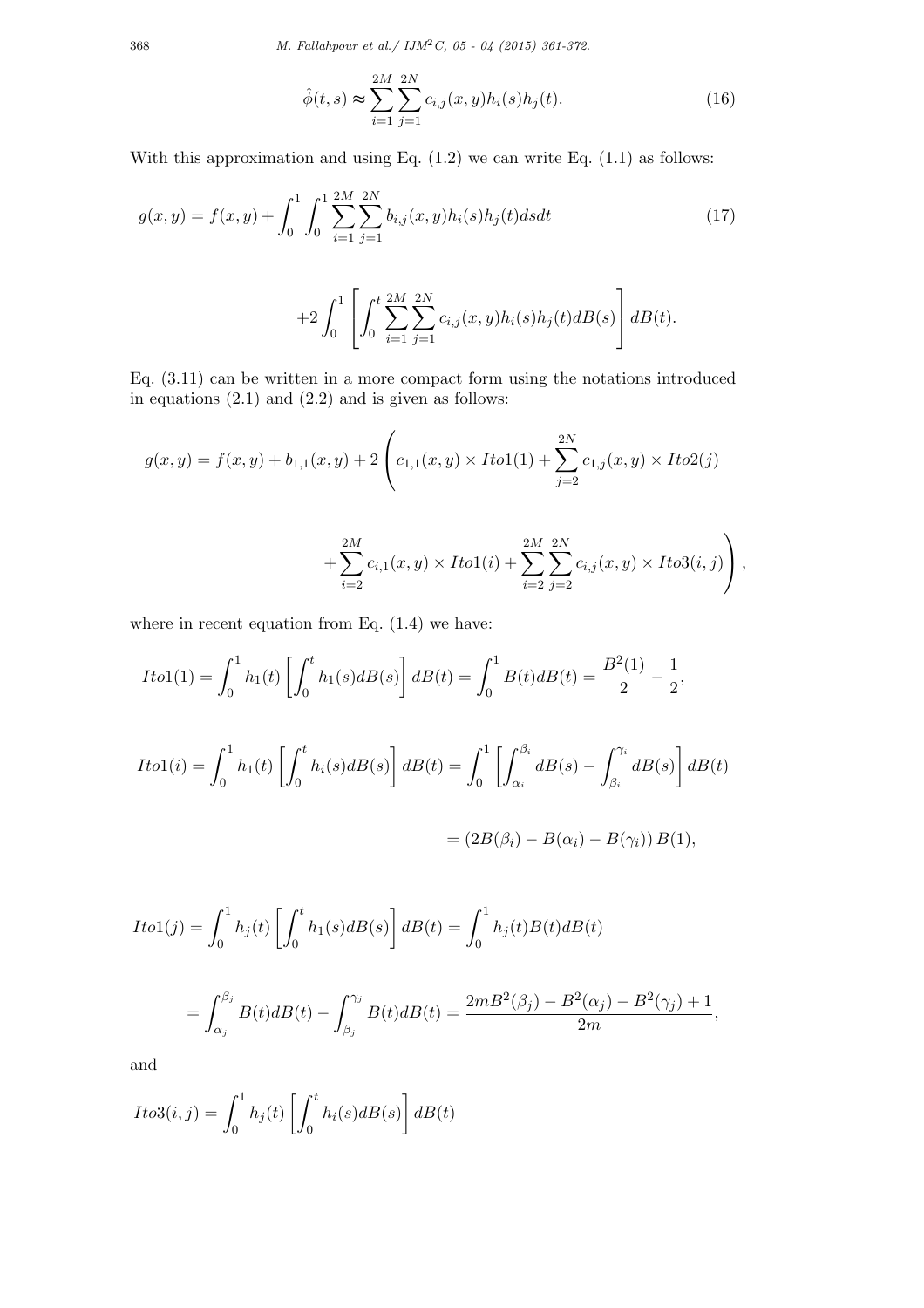$$\hat{\phi}(t,s) \approx \sum_{i=1}^{2M}\sum_{j=1}^{2N} c_{i,j}(x,y)h_i(s)h_j(t). \tag{16}$$

With this approximation and using Eq. (1.2) we can write Eq. (1.1) as follows:

$$g(x,y) = f(x,y) + \int_0^1\int_0^1 \sum_{i=1}^{2M}\sum_{j=1}^{2N} b_{i,j}(x,y)h_i(s)h_j(t)dsdt \tag{17}$$

$$+2\int_0^1 \left[\int_0^t \sum_{i=1}^{2M}\sum_{j=1}^{2N} c_{i,j}(x,y)h_i(s)h_j(t)dB(s)\right] dB(t).$$

Eq. (3.11) can be written in a more compact form using the notations introduced in equations (2.1) and (2.2) and is given as follows:

$$g(x,y) = f(x,y) + b_{1,1}(x,y) + 2\left(c_{1,1}(x,y)\times Ito1(1) + \sum_{j=2}^{2N} c_{1,j}(x,y)\times Ito2(j)\right.$$

$$\left. + \sum_{i=2}^{2M} c_{i,1}(x,y)\times Ito1(i) + \sum_{i=2}^{2M}\sum_{j=2}^{2N} c_{i,j}(x,y)\times Ito3(i,j)\right),$$

where in recent equation from Eq. (1.4) we have:

$$Ito1(1) = \int_0^1 h_1(t)\left[\int_0^t h_1(s)dB(s)\right]dB(t) = \int_0^1 B(t)dB(t) = \frac{B^2(1)}{2} - \frac{1}{2},$$

$$Ito1(i) = \int_0^1 h_1(t)\left[\int_0^t h_i(s)dB(s)\right]dB(t) = \int_0^1 \left[\int_{\alpha_i}^{\beta_i} dB(s) - \int_{\beta_i}^{\gamma_i} dB(s)\right]dB(t)$$

$$= \left(2B(\beta_i) - B(\alpha_i) - B(\gamma_i)\right)B(1),$$

$$Ito1(j) = \int_0^1 h_j(t)\left[\int_0^t h_1(s)dB(s)\right]dB(t) = \int_0^1 h_j(t)B(t)dB(t)$$

$$= \int_{\alpha_j}^{\beta_j} B(t)dB(t) - \int_{\beta_j}^{\gamma_j} B(t)dB(t) = \frac{2mB^2(\beta_j) - B^2(\alpha_j) - B^2(\gamma_j) + 1}{2m},$$

and

$$Ito3(i,j) = \int_0^1 h_j(t)\left[\int_0^t h_i(s)dB(s)\right]dB(t)$$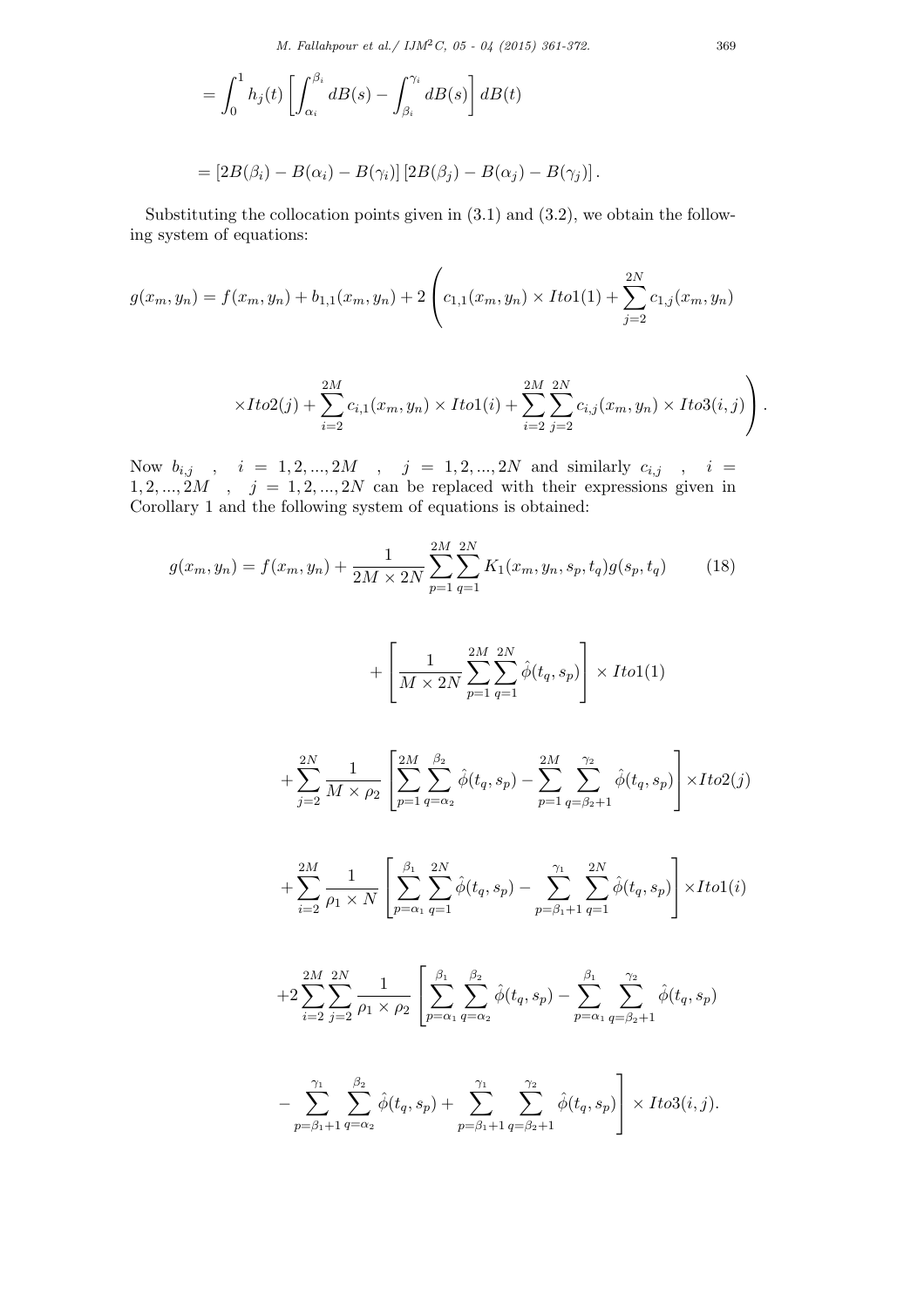$$= \int_0^1 h_j(t) \left[ \int_{\alpha_i}^{\beta_i} dB(s) - \int_{\beta_i}^{\gamma_i} dB(s) \right] dB(t)$$

$$= \left[2B(\beta_i) - B(\alpha_i) - B(\gamma_i)\right]\left[2B(\beta_j) - B(\alpha_j) - B(\gamma_j)\right].$$

Substituting the collocation points given in (3.1) and (3.2), we obtain the following system of equations:

$$g(x_m, y_n) = f(x_m, y_n) + b_{1,1}(x_m, y_n) + 2\left( c_{1,1}(x_m, y_n) \times Ito1(1) + \sum_{j=2}^{2N} c_{1,j}(x_m, y_n) \right.$$

$$\left. \times Ito2(j) + \sum_{i=2}^{2M} c_{i,1}(x_m, y_n) \times Ito1(i) + \sum_{i=2}^{2M} \sum_{j=2}^{2N} c_{i,j}(x_m, y_n) \times Ito3(i,j) \right).$$

Now $b_{i,j}$ , $i = 1, 2, ..., 2M$ , $j = 1, 2, ..., 2N$ and similarly $c_{i,j}$ , $i = 1, 2, ..., 2M$ , $j = 1, 2, ..., 2N$ can be replaced with their expressions given in Corollary 1 and the following system of equations is obtained:

$$g(x_m, y_n) = f(x_m, y_n) + \frac{1}{2M \times 2N} \sum_{p=1}^{2M} \sum_{q=1}^{2N} K_1(x_m, y_n, s_p, t_q) g(s_p, t_q) \tag{18}$$

$$+ \left[ \frac{1}{M \times 2N} \sum_{p=1}^{2M} \sum_{q=1}^{2N} \hat{\phi}(t_q, s_p) \right] \times Ito1(1)$$

$$+ \sum_{j=2}^{2N} \frac{1}{M \times \rho_2} \left[ \sum_{p=1}^{2M} \sum_{q=\alpha_2}^{\beta_2} \hat{\phi}(t_q, s_p) - \sum_{p=1}^{2M} \sum_{q=\beta_2+1}^{\gamma_2} \hat{\phi}(t_q, s_p) \right] \times Ito2(j)$$

$$+ \sum_{i=2}^{2M} \frac{1}{\rho_1 \times N} \left[ \sum_{p=\alpha_1}^{\beta_1} \sum_{q=1}^{2N} \hat{\phi}(t_q, s_p) - \sum_{p=\beta_1+1}^{\gamma_1} \sum_{q=1}^{2N} \hat{\phi}(t_q, s_p) \right] \times Ito1(i)$$

$$+ 2 \sum_{i=2}^{2M} \sum_{j=2}^{2N} \frac{1}{\rho_1 \times \rho_2} \left[ \sum_{p=\alpha_1}^{\beta_1} \sum_{q=\alpha_2}^{\beta_2} \hat{\phi}(t_q, s_p) - \sum_{p=\alpha_1}^{\beta_1} \sum_{q=\beta_2+1}^{\gamma_2} \hat{\phi}(t_q, s_p) \right.$$

$$\left. - \sum_{p=\beta_1+1}^{\gamma_1} \sum_{q=\alpha_2}^{\beta_2} \hat{\phi}(t_q, s_p) + \sum_{p=\beta_1+1}^{\gamma_1} \sum_{q=\beta_2+1}^{\gamma_2} \hat{\phi}(t_q, s_p) \right] \times Ito3(i,j).$$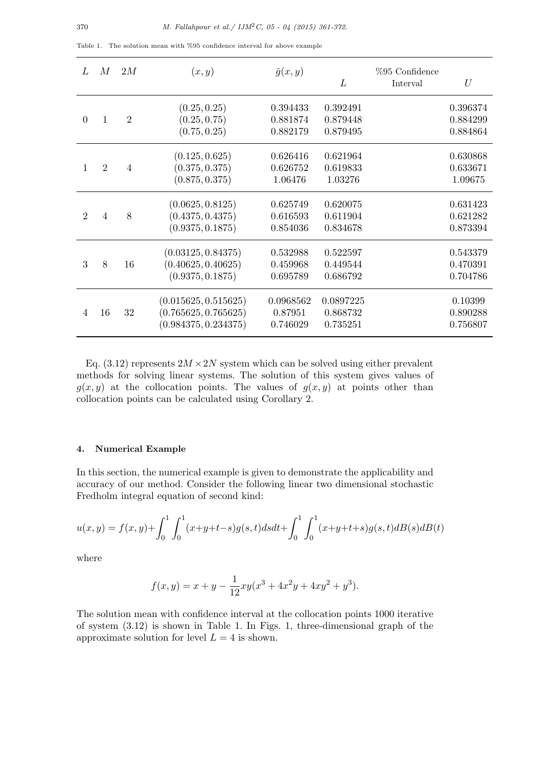Table 1. The solution mean with %95 confidence interval for above example

| $L$ | $M$ | $2M$ | $(x, y)$ | $\bar{g}(x, y)$ | %95 Confidence Interval $L$ | $U$ |
|---|---|---|---|---|---|---|
| 0 | 1 | 2 | $(0.25, 0.25)$ | 0.394433 | 0.392491 | 0.396374 |
| | | | $(0.25, 0.75)$ | 0.881874 | 0.879448 | 0.884299 |
| | | | $(0.75, 0.25)$ | 0.882179 | 0.879495 | 0.884864 |
| 1 | 2 | 4 | $(0.125, 0.625)$ | 0.626416 | 0.621964 | 0.630868 |
| | | | $(0.375, 0.375)$ | 0.626752 | 0.619833 | 0.633671 |
| | | | $(0.875, 0.375)$ | 1.06476 | 1.03276 | 1.09675 |
| 2 | 4 | 8 | $(0.0625, 0.8125)$ | 0.625749 | 0.620075 | 0.631423 |
| | | | $(0.4375, 0.4375)$ | 0.616593 | 0.611904 | 0.621282 |
| | | | $(0.9375, 0.1875)$ | 0.854036 | 0.834678 | 0.873394 |
| 3 | 8 | 16 | $(0.03125, 0.84375)$ | 0.532988 | 0.522597 | 0.543379 |
| | | | $(0.40625, 0.40625)$ | 0.459968 | 0.449544 | 0.470391 |
| | | | $(0.9375, 0.1875)$ | 0.695789 | 0.686792 | 0.704786 |
| 4 | 16 | 32 | $(0.015625, 0.515625)$ | 0.0968562 | 0.0897225 | 0.10399 |
| | | | $(0.765625, 0.765625)$ | 0.87951 | 0.868732 | 0.890288 |
| | | | $(0.984375, 0.234375)$ | 0.746029 | 0.735251 | 0.756807 |

Eq. (3.12) represents $2M \times 2N$ system which can be solved using either prevalent methods for solving linear systems. The solution of this system gives values of $g(x, y)$ at the collocation points. The values of $g(x, y)$ at points other than collocation points can be calculated using Corollary 2.

## 4. Numerical Example

In this section, the numerical example is given to demonstrate the applicability and accuracy of our method. Consider the following linear two dimensional stochastic Fredholm integral equation of second kind:

$$u(x, y) = f(x, y)+\int_0^1 \int_0^1 (x+y+t-s)g(s, t)dsdt+\int_0^1 \int_0^1 (x+y+t+s)g(s, t)dB(s)dB(t)$$

where

$$f(x, y) = x + y - \frac{1}{12}xy(x^3 + 4x^2y + 4xy^2 + y^3).$$

The solution mean with confidence interval at the collocation points 1000 iterative of system (3.12) is shown in Table 1. In Figs. 1, three-dimensional graph of the approximate solution for level $L = 4$ is shown.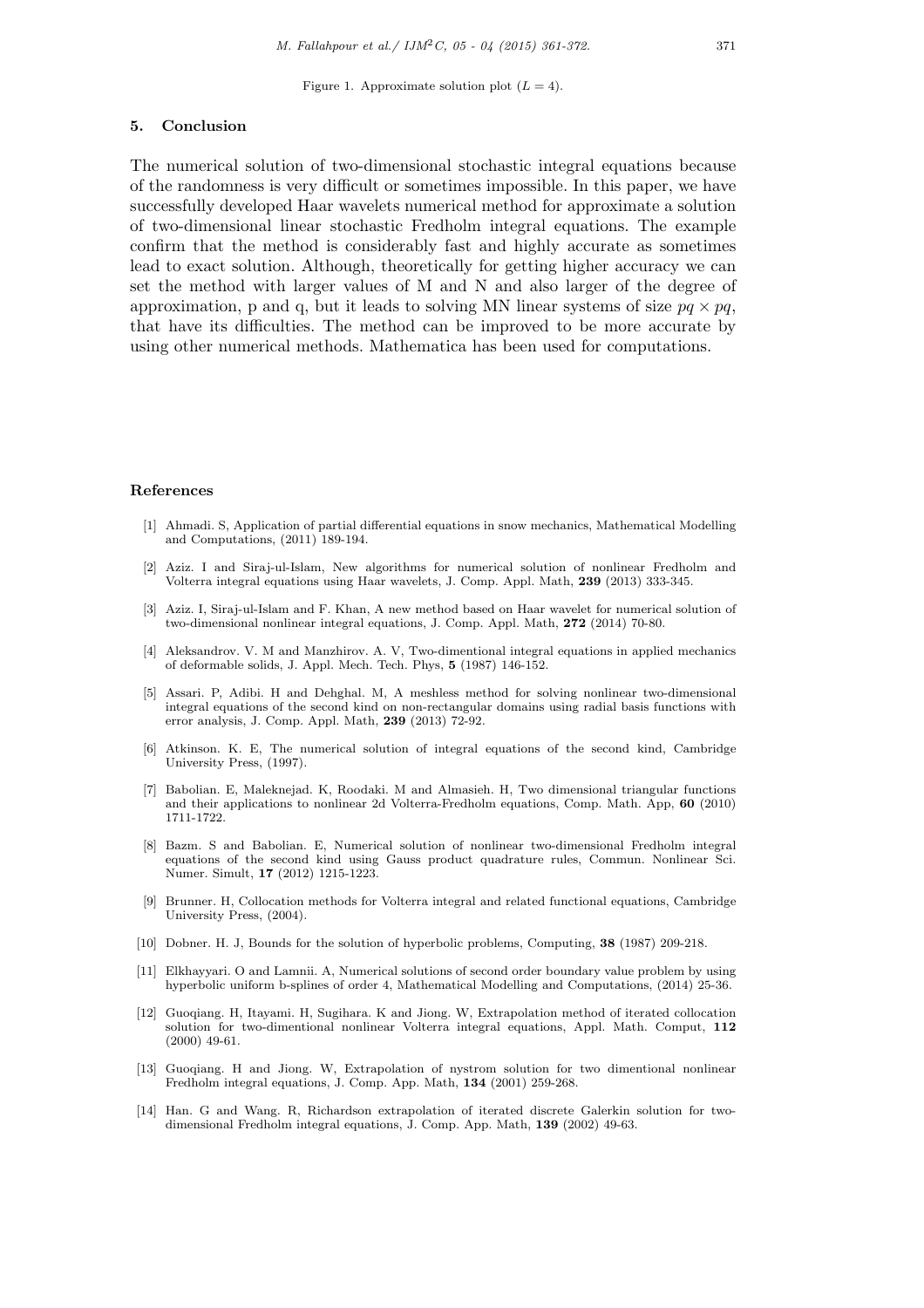Figure 1. Approximate solution plot ($L = 4$).

## 5. Conclusion

The numerical solution of two-dimensional stochastic integral equations because of the randomness is very difficult or sometimes impossible. In this paper, we have successfully developed Haar wavelets numerical method for approximate a solution of two-dimensional linear stochastic Fredholm integral equations. The example confirm that the method is considerably fast and highly accurate as sometimes lead to exact solution. Although, theoretically for getting higher accuracy we can set the method with larger values of M and N and also larger of the degree of approximation, p and q, but it leads to solving MN linear systems of size $pq \times pq$, that have its difficulties. The method can be improved to be more accurate by using other numerical methods. Mathematica has been used for computations.

## References

[1] Ahmadi. S, Application of partial differential equations in snow mechanics, Mathematical Modelling and Computations, (2011) 189-194.

[2] Aziz. I and Siraj-ul-Islam, New algorithms for numerical solution of nonlinear Fredholm and Volterra integral equations using Haar wavelets, J. Comp. Appl. Math, **239** (2013) 333-345.

[3] Aziz. I, Siraj-ul-Islam and F. Khan, A new method based on Haar wavelet for numerical solution of two-dimensional nonlinear integral equations, J. Comp. Appl. Math, **272** (2014) 70-80.

[4] Aleksandrov. V. M and Manzhirov. A. V, Two-dimentional integral equations in applied mechanics of deformable solids, J. Appl. Mech. Tech. Phys, **5** (1987) 146-152.

[5] Assari. P, Adibi. H and Dehghal. M, A meshless method for solving nonlinear two-dimensional integral equations of the second kind on non-rectangular domains using radial basis functions with error analysis, J. Comp. Appl. Math, **239** (2013) 72-92.

[6] Atkinson. K. E, The numerical solution of integral equations of the second kind, Cambridge University Press, (1997).

[7] Babolian. E, Maleknejad. K, Roodaki. M and Almasieh. H, Two dimensional triangular functions and their applications to nonlinear 2d Volterra-Fredholm equations, Comp. Math. App, **60** (2010) 1711-1722.

[8] Bazm. S and Babolian. E, Numerical solution of nonlinear two-dimensional Fredholm integral equations of the second kind using Gauss product quadrature rules, Commun. Nonlinear Sci. Numer. Simult, **17** (2012) 1215-1223.

[9] Brunner. H, Collocation methods for Volterra integral and related functional equations, Cambridge University Press, (2004).

[10] Dobner. H. J, Bounds for the solution of hyperbolic problems, Computing, **38** (1987) 209-218.

[11] Elkhayyari. O and Lamnii. A, Numerical solutions of second order boundary value problem by using hyperbolic uniform b-splines of order 4, Mathematical Modelling and Computations, (2014) 25-36.

[12] Guoqiang. H, Itayami. H, Sugihara. K and Jiong. W, Extrapolation method of iterated collocation solution for two-dimentional nonlinear Volterra integral equations, Appl. Math. Comput, **112** (2000) 49-61.

[13] Guoqiang. H and Jiong. W, Extrapolation of nystrom solution for two dimentional nonlinear Fredholm integral equations, J. Comp. App. Math, **134** (2001) 259-268.

[14] Han. G and Wang. R, Richardson extrapolation of iterated discrete Galerkin solution for two-dimensional Fredholm integral equations, J. Comp. App. Math, **139** (2002) 49-63.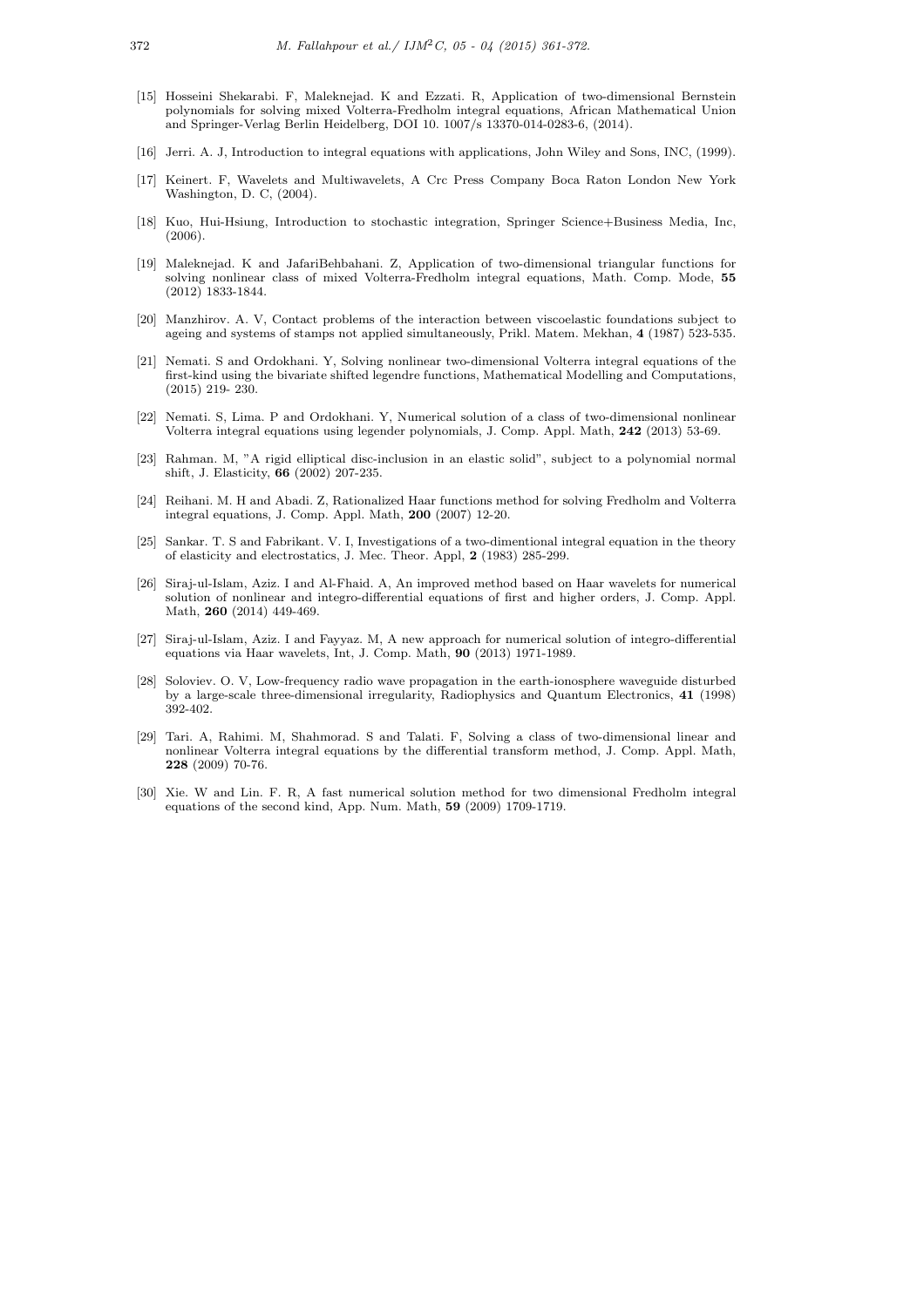[15] Hosseini Shekarabi. F, Maleknejad. K and Ezzati. R, Application of two-dimensional Bernstein polynomials for solving mixed Volterra-Fredholm integral equations, African Mathematical Union and Springer-Verlag Berlin Heidelberg, DOI 10. 1007/s 13370-014-0283-6, (2014).

[16] Jerri. A. J, Introduction to integral equations with applications, John Wiley and Sons, INC, (1999).

[17] Keinert. F, Wavelets and Multiwavelets, A Crc Press Company Boca Raton London New York Washington, D. C, (2004).

[18] Kuo, Hui-Hsiung, Introduction to stochastic integration, Springer Science+Business Media, Inc, (2006).

[19] Maleknejad. K and JafariBehbahani. Z, Application of two-dimensional triangular functions for solving nonlinear class of mixed Volterra-Fredholm integral equations, Math. Comp. Mode, **55** (2012) 1833-1844.

[20] Manzhirov. A. V, Contact problems of the interaction between viscoelastic foundations subject to ageing and systems of stamps not applied simultaneously, Prikl. Matem. Mekhan, **4** (1987) 523-535.

[21] Nemati. S and Ordokhani. Y, Solving nonlinear two-dimensional Volterra integral equations of the first-kind using the bivariate shifted legendre functions, Mathematical Modelling and Computations, (2015) 219- 230.

[22] Nemati. S, Lima. P and Ordokhani. Y, Numerical solution of a class of two-dimensional nonlinear Volterra integral equations using legender polynomials, J. Comp. Appl. Math, **242** (2013) 53-69.

[23] Rahman. M, "A rigid elliptical disc-inclusion in an elastic solid", subject to a polynomial normal shift, J. Elasticity, **66** (2002) 207-235.

[24] Reihani. M. H and Abadi. Z, Rationalized Haar functions method for solving Fredholm and Volterra integral equations, J. Comp. Appl. Math, **200** (2007) 12-20.

[25] Sankar. T. S and Fabrikant. V. I, Investigations of a two-dimentional integral equation in the theory of elasticity and electrostatics, J. Mec. Theor. Appl, **2** (1983) 285-299.

[26] Siraj-ul-Islam, Aziz. I and Al-Fhaid. A, An improved method based on Haar wavelets for numerical solution of nonlinear and integro-differential equations of first and higher orders, J. Comp. Appl. Math, **260** (2014) 449-469.

[27] Siraj-ul-Islam, Aziz. I and Fayyaz. M, A new approach for numerical solution of integro-differential equations via Haar wavelets, Int, J. Comp. Math, **90** (2013) 1971-1989.

[28] Soloviev. O. V, Low-frequency radio wave propagation in the earth-ionosphere waveguide disturbed by a large-scale three-dimensional irregularity, Radiophysics and Quantum Electronics, **41** (1998) 392-402.

[29] Tari. A, Rahimi. M, Shahmorad. S and Talati. F, Solving a class of two-dimensional linear and nonlinear Volterra integral equations by the differential transform method, J. Comp. Appl. Math, **228** (2009) 70-76.

[30] Xie. W and Lin. F. R, A fast numerical solution method for two dimensional Fredholm integral equations of the second kind, App. Num. Math, **59** (2009) 1709-1719.